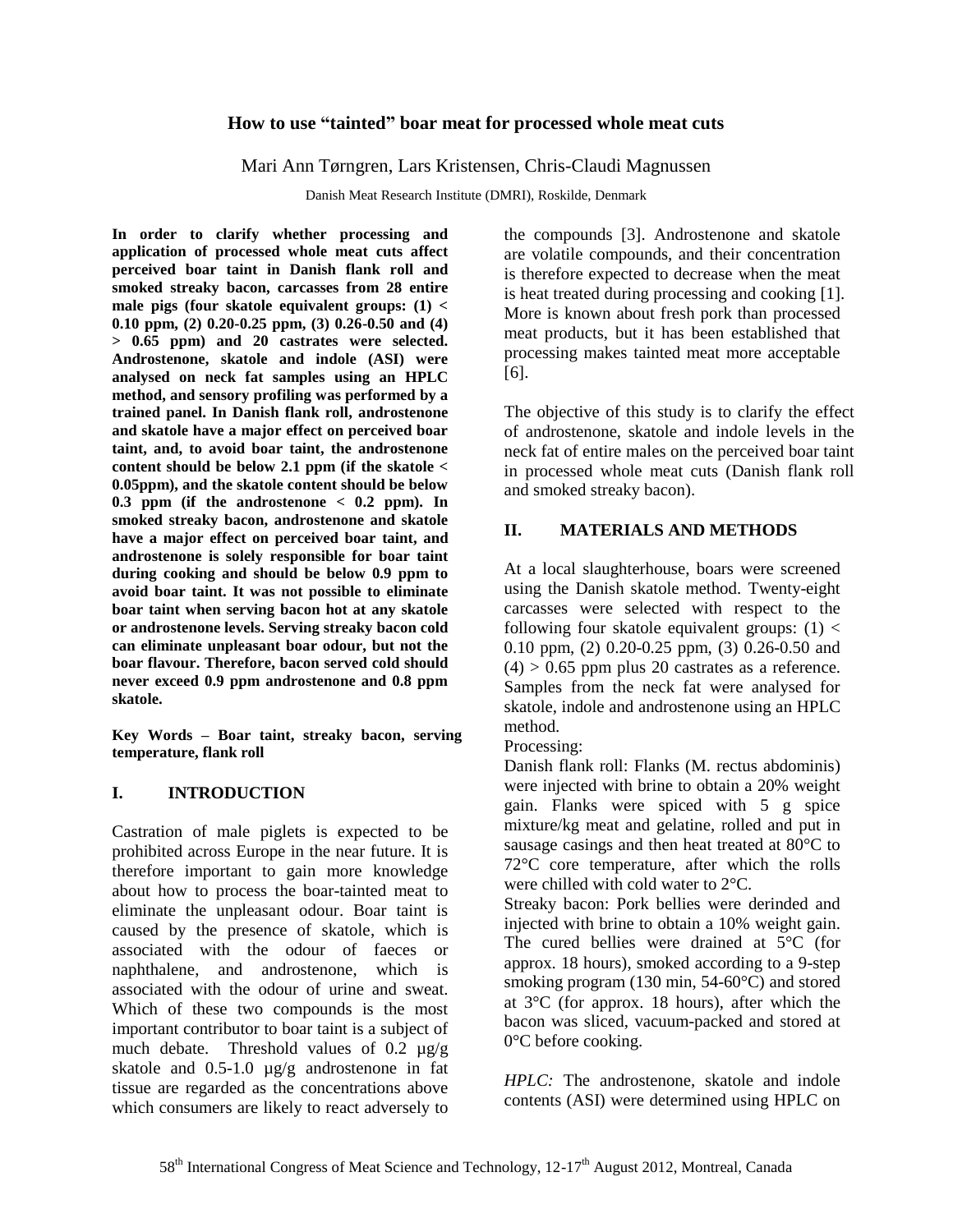# How to use "tainted" boar meat for processed whole meat cuts

Mari Ann Tørngren, Lars Kristensen, Chris-Claudi Magnussen

Danish Meat Research Institute (DMRI), Roskilde, Denmark

**In order to clarify whether processing and application of processed whole meat cuts affect perceived boar taint in Danish flank roll and smoked streaky bacon, carcasses from 28 entire male pigs (four skatole equivalent groups: (1) < 0.10 ppm, (2) 0.20-0.25 ppm, (3) 0.26-0.50 and (4) > 0.65 ppm) and 20 castrates were selected. Androstenone, skatole and indole (ASI) were analysed on neck fat samples using an HPLC method, and sensory profiling was performed by a trained panel. In Danish flank roll, androstenone and skatole have a major effect on perceived boar taint, and, to avoid boar taint, the androstenone content should be below 2.1 ppm (if the skatole < 0.05ppm), and the skatole content should be below 0.3 ppm (if the androstenone < 0.2 ppm). In smoked streaky bacon, androstenone and skatole have a major effect on perceived boar taint, and androstenone is solely responsible for boar taint during cooking and should be below 0.9 ppm to avoid boar taint. It was not possible to eliminate boar taint when serving bacon hot at any skatole or androstenone levels. Serving streaky bacon cold can eliminate unpleasant boar odour, but not the boar flavour. Therefore, bacon served cold should never exceed 0.9 ppm androstenone and 0.8 ppm skatole.**

**Key Words – Boar taint, streaky bacon, serving temperature, flank roll**

## I. INTRODUCTION

Castration of male piglets is expected to be prohibited across Europe in the near future. It is therefore important to gain more knowledge about how to process the boar-tainted meat to eliminate the unpleasant odour. Boar taint is caused by the presence of skatole, which is associated with the odour of faeces or naphthalene, and androstenone, which is associated with the odour of urine and sweat. Which of these two compounds is the most important contributor to boar taint is a subject of much debate. Threshold values of 0.2 µg/g skatole and 0.5-1.0 µg/g androstenone in fat tissue are regarded as the concentrations above which consumers are likely to react adversely to the compounds [3]. Androstenone and skatole are volatile compounds, and their concentration is therefore expected to decrease when the meat is heat treated during processing and cooking [1]. More is known about fresh pork than processed meat products, but it has been established that processing makes tainted meat more acceptable [6].

The objective of this study is to clarify the effect of androstenone, skatole and indole levels in the neck fat of entire males on the perceived boar taint in processed whole meat cuts (Danish flank roll and smoked streaky bacon).

## II. MATERIALS AND METHODS

At a local slaughterhouse, boars were screened using the Danish skatole method. Twenty-eight carcasses were selected with respect to the following four skatole equivalent groups: (1) < 0.10 ppm, (2) 0.20-0.25 ppm, (3) 0.26-0.50 and (4) > 0.65 ppm plus 20 castrates as a reference. Samples from the neck fat were analysed for skatole, indole and androstenone using an HPLC method.

Processing:

Danish flank roll: Flanks (M. rectus abdominis) were injected with brine to obtain a 20% weight gain. Flanks were spiced with 5 g spice mixture/kg meat and gelatine, rolled and put in sausage casings and then heat treated at 80°C to 72°C core temperature, after which the rolls were chilled with cold water to 2°C.

Streaky bacon: Pork bellies were derinded and injected with brine to obtain a 10% weight gain. The cured bellies were drained at 5°C (for approx. 18 hours), smoked according to a 9-step smoking program (130 min, 54-60°C) and stored at 3°C (for approx. 18 hours), after which the bacon was sliced, vacuum-packed and stored at 0°C before cooking.

*HPLC:* The androstenone, skatole and indole contents (ASI) were determined using HPLC on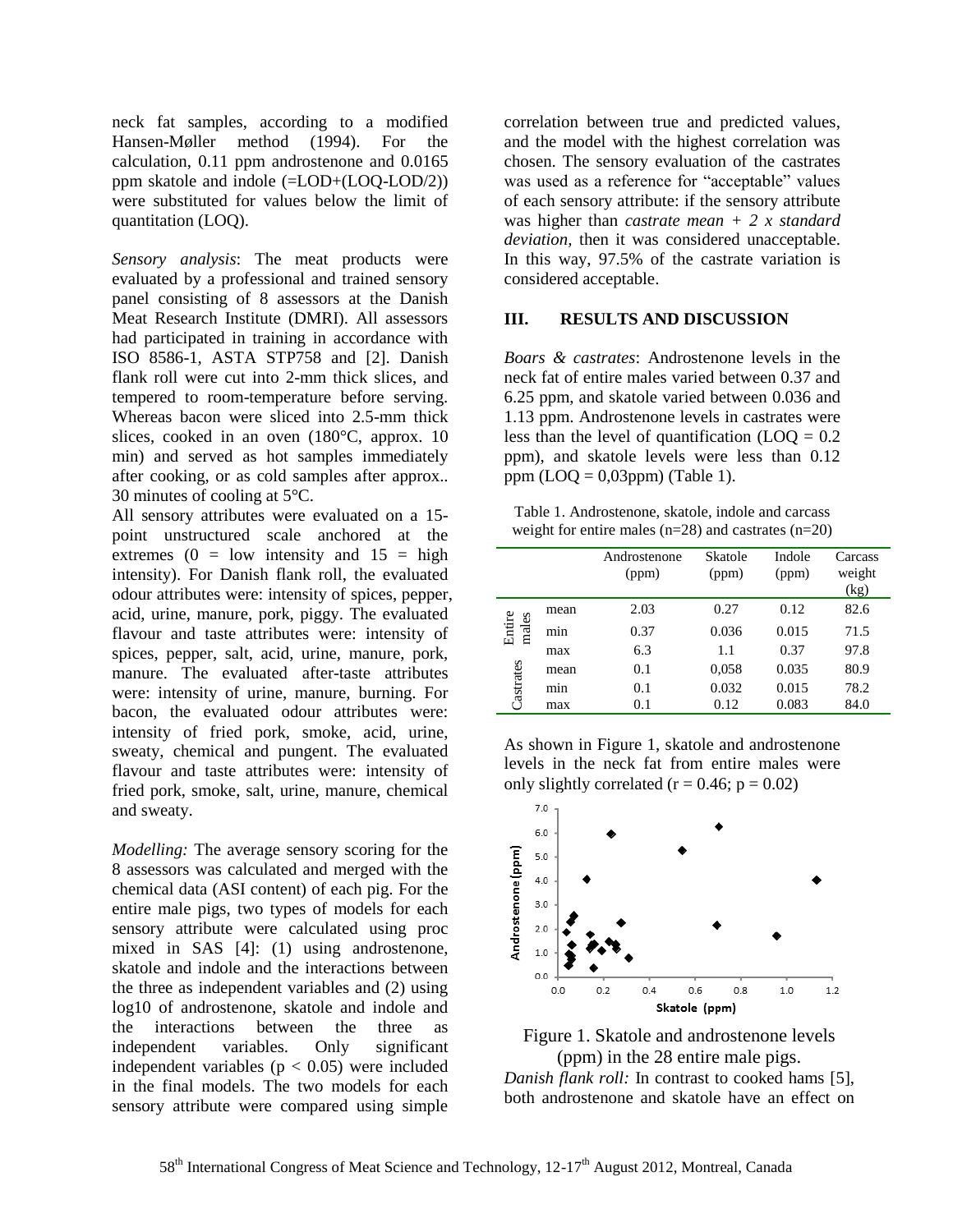neck fat samples, according to a modified Hansen-Møller method (1994). For the calculation, 0.11 ppm androstenone and 0.0165 ppm skatole and indole (=LOD+(LOQ-LOD/2)) were substituted for values below the limit of quantitation (LOQ).

*Sensory analysis*: The meat products were evaluated by a professional and trained sensory panel consisting of 8 assessors at the Danish Meat Research Institute (DMRI). All assessors had participated in training in accordance with ISO 8586-1, ASTA STP758 and [2]. Danish flank roll were cut into 2-mm thick slices, and tempered to room-temperature before serving. Whereas bacon were sliced into 2.5-mm thick slices, cooked in an oven (180°C, approx. 10 min) and served as hot samples immediately after cooking, or as cold samples after approx.. 30 minutes of cooling at 5°C.

All sensory attributes were evaluated on a 15-point unstructured scale anchored at the extremes (0 = low intensity and 15 = high intensity). For Danish flank roll, the evaluated odour attributes were: intensity of spices, pepper, acid, urine, manure, pork, piggy. The evaluated flavour and taste attributes were: intensity of spices, pepper, salt, acid, urine, manure, pork, manure. The evaluated after-taste attributes were: intensity of urine, manure, burning. For bacon, the evaluated odour attributes were: intensity of fried pork, smoke, acid, urine, sweaty, chemical and pungent. The evaluated flavour and taste attributes were: intensity of fried pork, smoke, salt, urine, manure, chemical and sweaty.

*Modelling:* The average sensory scoring for the 8 assessors was calculated and merged with the chemical data (ASI content) of each pig. For the entire male pigs, two types of models for each sensory attribute were calculated using proc mixed in SAS [4]: (1) using androstenone, skatole and indole and the interactions between the three as independent variables and (2) using log10 of androstenone, skatole and indole and the interactions between the three as independent variables. Only significant independent variables ($p < 0.05$) were included in the final models. The two models for each sensory attribute were compared using simple correlation between true and predicted values, and the model with the highest correlation was chosen. The sensory evaluation of the castrates was used as a reference for "acceptable" values of each sensory attribute: if the sensory attribute was higher than *castrate mean + 2 x standard deviation,* then it was considered unacceptable. In this way, 97.5% of the castrate variation is considered acceptable.

## III. RESULTS AND DISCUSSION

*Boars & castrates*: Androstenone levels in the neck fat of entire males varied between 0.37 and 6.25 ppm, and skatole varied between 0.036 and 1.13 ppm. Androstenone levels in castrates were less than the level of quantification (LOQ = 0.2 ppm), and skatole levels were less than 0.12 ppm (LOQ = 0,03ppm) (Table 1).

Table 1. Androstenone, skatole, indole and carcass weight for entire males (n=28) and castrates (n=20)

| | | Androstenone (ppm) | Skatole (ppm) | Indole (ppm) | Carcass weight (kg) |
|---|---|---|---|---|---|
| Entire males | mean | 2.03 | 0.27 | 0.12 | 82.6 |
| | min | 0.37 | 0.036 | 0.015 | 71.5 |
| | max | 6.3 | 1.1 | 0.37 | 97.8 |
| Castrates | mean | 0.1 | 0,058 | 0.035 | 80.9 |
| | min | 0.1 | 0.032 | 0.015 | 78.2 |
| | max | 0.1 | 0.12 | 0.083 | 84.0 |

As shown in Figure 1, skatole and androstenone levels in the neck fat from entire males were only slightly correlated ($r = 0.46$; $p = 0.02$)

Figure 1. Skatole and androstenone levels (ppm) in the 28 entire male pigs.

*Danish flank roll:* In contrast to cooked hams [5], both androstenone and skatole have an effect on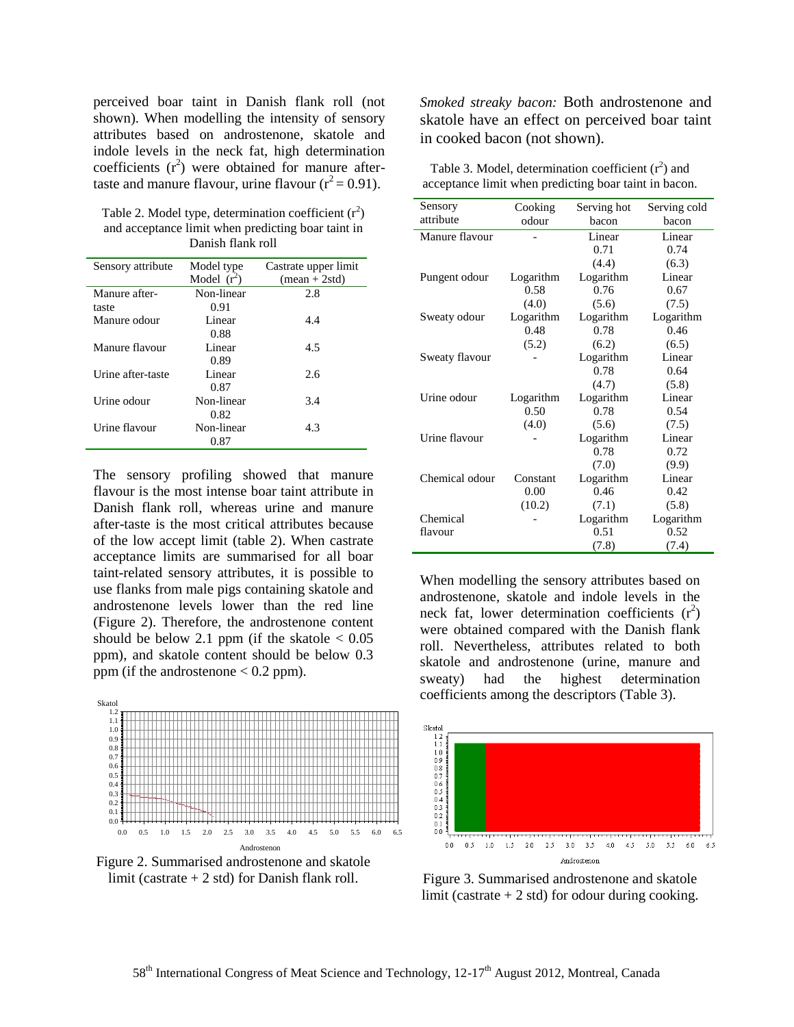perceived boar taint in Danish flank roll (not shown). When modelling the intensity of sensory attributes based on androstenone, skatole and indole levels in the neck fat, high determination coefficients ($r^2$) were obtained for manure after-taste and manure flavour, urine flavour ($r^2 = 0.91$).

Table 2. Model type, determination coefficient ($r^2$) and acceptance limit when predicting boar taint in Danish flank roll

| Sensory attribute | Model type Model ($r^2$) | Castrate upper limit (mean + 2std) |
|---|---|---|
| Manure after-taste | Non-linear 0.91 | 2.8 |
| Manure odour | Linear 0.88 | 4.4 |
| Manure flavour | Linear 0.89 | 4.5 |
| Urine after-taste | Linear 0.87 | 2.6 |
| Urine odour | Non-linear 0.82 | 3.4 |
| Urine flavour | Non-linear 0.87 | 4.3 |

The sensory profiling showed that manure flavour is the most intense boar taint attribute in Danish flank roll, whereas urine and manure after-taste is the most critical attributes because of the low accept limit (table 2). When castrate acceptance limits are summarised for all boar taint-related sensory attributes, it is possible to use flanks from male pigs containing skatole and androstenone levels lower than the red line (Figure 2). Therefore, the androstenone content should be below 2.1 ppm (if the skatole < 0.05 ppm), and skatole content should be below 0.3 ppm (if the androstenone < 0.2 ppm).

Figure 2. Summarised androstenone and skatole limit (castrate + 2 std) for Danish flank roll.

*Smoked streaky bacon:* Both androstenone and skatole have an effect on perceived boar taint in cooked bacon (not shown).

Table 3. Model, determination coefficient ($r^2$) and acceptance limit when predicting boar taint in bacon.

| Sensory attribute | Cooking odour | Serving hot bacon | Serving cold bacon |
|---|---|---|---|
| Manure flavour | - | Linear 0.71 (4.4) | Linear 0.74 (6.3) |
| Pungent odour | Logarithm 0.58 (4.0) | Logarithm 0.76 (5.6) | Linear 0.67 (7.5) |
| Sweaty odour | Logarithm 0.48 (5.2) | Logarithm 0.78 (6.2) | Logarithm 0.46 (6.5) |
| Sweaty flavour | - | Logarithm 0.78 (4.7) | Linear 0.64 (5.8) |
| Urine odour | Logarithm 0.50 (4.0) | Logarithm 0.78 (5.6) | Linear 0.54 (7.5) |
| Urine flavour | - | Logarithm 0.78 (7.0) | Linear 0.72 (9.9) |
| Chemical odour | Constant 0.00 (10.2) | Logarithm 0.46 (7.1) | Linear 0.42 (5.8) |
| Chemical flavour | - | Logarithm 0.51 (7.8) | Logarithm 0.52 (7.4) |

When modelling the sensory attributes based on androstenone, skatole and indole levels in the neck fat, lower determination coefficients ($r^2$) were obtained compared with the Danish flank roll. Nevertheless, attributes related to both skatole and androstenone (urine, manure and sweaty) had the highest determination coefficients among the descriptors (Table 3).

Figure 3. Summarised androstenone and skatole limit (castrate + 2 std) for odour during cooking.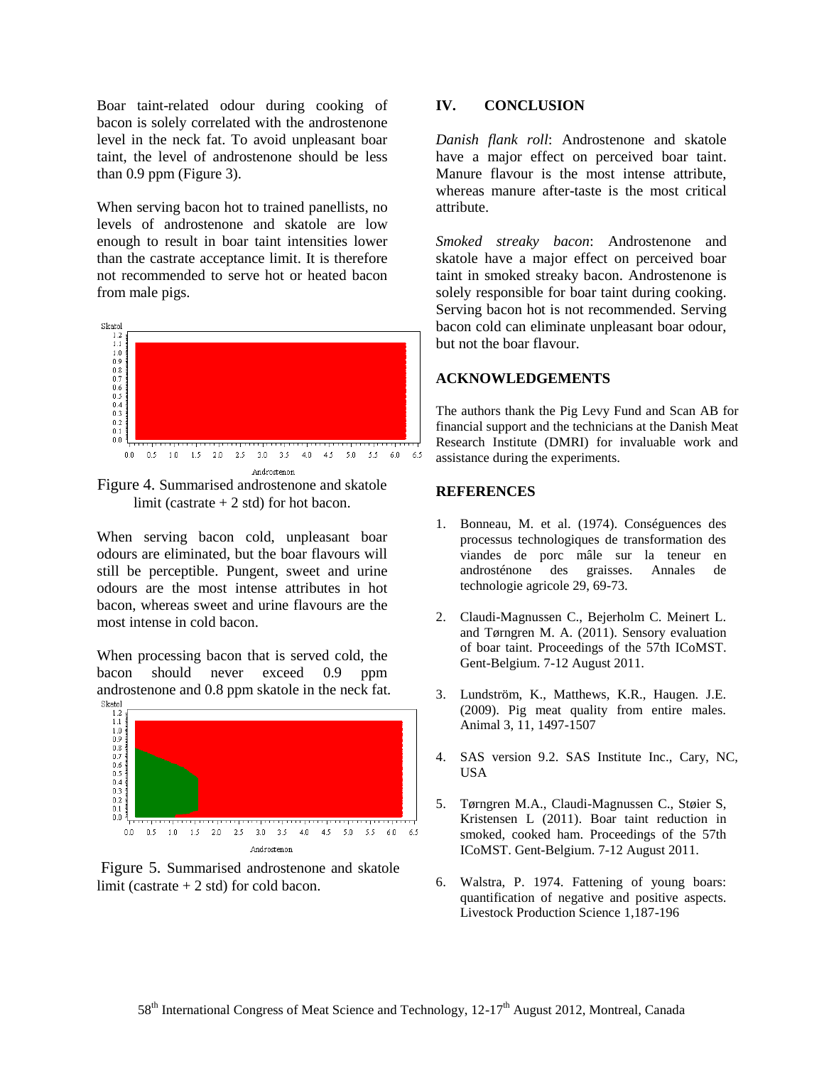Boar taint-related odour during cooking of bacon is solely correlated with the androstenone level in the neck fat. To avoid unpleasant boar taint, the level of androstenone should be less than 0.9 ppm (Figure 3).

When serving bacon hot to trained panellists, no levels of androstenone and skatole are low enough to result in boar taint intensities lower than the castrate acceptance limit. It is therefore not recommended to serve hot or heated bacon from male pigs.

Skatol

1.2
1.1
1.0
0.9
0.8
0.7
0.6
0.5
0.4
0.3
0.2
0.1
0.0

0.0 0.5 1.0 1.5 2.0 2.5 3.0 3.5 4.0 4.5 5.0 5.5 6.0 6.5

Androstenon

Figure 4. Summarised androstenone and skatole limit (castrate + 2 std) for hot bacon.

When serving bacon cold, unpleasant boar odours are eliminated, but the boar flavours will still be perceptible. Pungent, sweet and urine odours are the most intense attributes in hot bacon, whereas sweet and urine flavours are the most intense in cold bacon.

When processing bacon that is served cold, the bacon should never exceed 0.9 ppm androstenone and 0.8 ppm skatole in the neck fat.

Skatol

1.2
1.1
1.0
0.9
0.8
0.7
0.6
0.5
0.4
0.3
0.2
0.1
0.0

0.0 0.5 1.0 1.5 2.0 2.5 3.0 3.5 4.0 4.5 5.0 5.5 6.0 6.5

Androstenon

Figure 5. Summarised androstenone and skatole limit (castrate + 2 std) for cold bacon.

## IV. CONCLUSION

*Danish flank roll*: Androstenone and skatole have a major effect on perceived boar taint. Manure flavour is the most intense attribute, whereas manure after-taste is the most critical attribute.

*Smoked streaky bacon*: Androstenone and skatole have a major effect on perceived boar taint in smoked streaky bacon. Androstenone is solely responsible for boar taint during cooking. Serving bacon hot is not recommended. Serving bacon cold can eliminate unpleasant boar odour, but not the boar flavour.

## ACKNOWLEDGEMENTS

The authors thank the Pig Levy Fund and Scan AB for financial support and the technicians at the Danish Meat Research Institute (DMRI) for invaluable work and assistance during the experiments.

## REFERENCES

1. Bonneau, M. et al. (1974). Conséguences des processus technologiques de transformation des viandes de porc mâle sur la teneur en androsténone des graisses. Annales de technologie agricole 29, 69-73.

2. Claudi-Magnussen C., Bejerholm C. Meinert L. and Tørngren M. A. (2011). Sensory evaluation of boar taint. Proceedings of the 57th ICoMST. Gent-Belgium. 7-12 August 2011.

3. Lundström, K., Matthews, K.R., Haugen. J.E. (2009). Pig meat quality from entire males. Animal 3, 11, 1497-1507

4. SAS version 9.2. SAS Institute Inc., Cary, NC, USA

5. Tørngren M.A., Claudi-Magnussen C., Støier S, Kristensen L (2011). Boar taint reduction in smoked, cooked ham. Proceedings of the 57th ICoMST. Gent-Belgium. 7-12 August 2011.

6. Walstra, P. 1974. Fattening of young boars: quantification of negative and positive aspects. Livestock Production Science 1,187-196